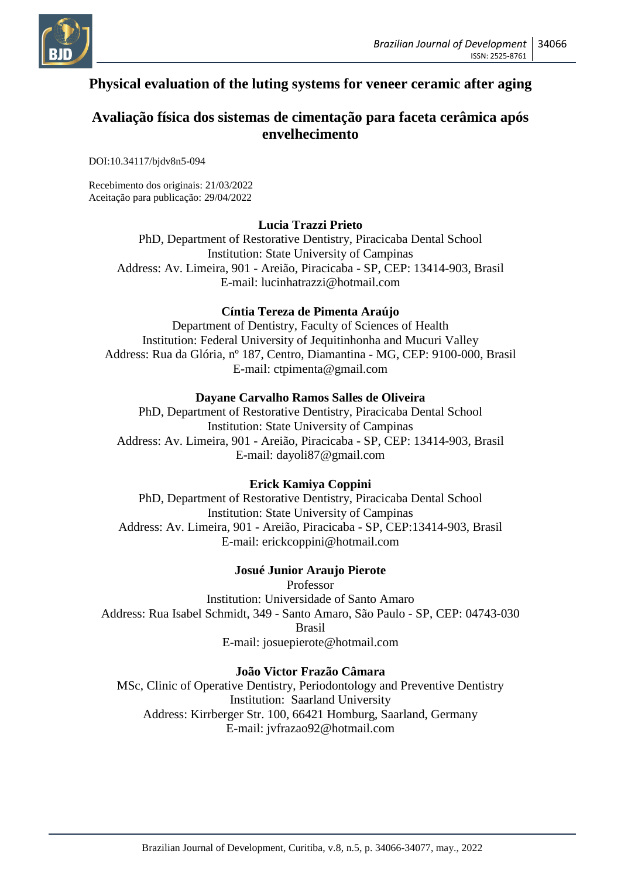# Physical evaluation of the luting systems for veneer ceramic after aging

# Avaliação física dos sistemas de cimentação para faceta cerâmica após envelhecimento

DOI:10.34117/bjdv8n5-094

Recebimento dos originais: 21/03/2022
Aceitação para publicação: 29/04/2022

**Lucia Trazzi Prieto**
PhD, Department of Restorative Dentistry, Piracicaba Dental School
Institution: State University of Campinas
Address: Av. Limeira, 901 - Areião, Piracicaba - SP, CEP: 13414-903, Brasil
E-mail: lucinhatrazzi@hotmail.com

**Cíntia Tereza de Pimenta Araújo**
Department of Dentistry, Faculty of Sciences of Health
Institution: Federal University of Jequitinhonha and Mucuri Valley
Address: Rua da Glória, nº 187, Centro, Diamantina - MG, CEP: 9100-000, Brasil
E-mail: ctpimenta@gmail.com

**Dayane Carvalho Ramos Salles de Oliveira**
PhD, Department of Restorative Dentistry, Piracicaba Dental School
Institution: State University of Campinas
Address: Av. Limeira, 901 - Areião, Piracicaba - SP, CEP: 13414-903, Brasil
E-mail: dayoli87@gmail.com

**Erick Kamiya Coppini**
PhD, Department of Restorative Dentistry, Piracicaba Dental School
Institution: State University of Campinas
Address: Av. Limeira, 901 - Areião, Piracicaba - SP, CEP:13414-903, Brasil
E-mail: erickcoppini@hotmail.com

**Josué Junior Araujo Pierote**
Professor
Institution: Universidade of Santo Amaro
Address: Rua Isabel Schmidt, 349 - Santo Amaro, São Paulo - SP, CEP: 04743-030 Brasil
E-mail: josuepierote@hotmail.com

**João Victor Frazão Câmara**
MSc, Clinic of Operative Dentistry, Periodontology and Preventive Dentistry
Institution: Saarland University
Address: Kirrberger Str. 100, 66421 Homburg, Saarland, Germany
E-mail: jvfrazao92@hotmail.com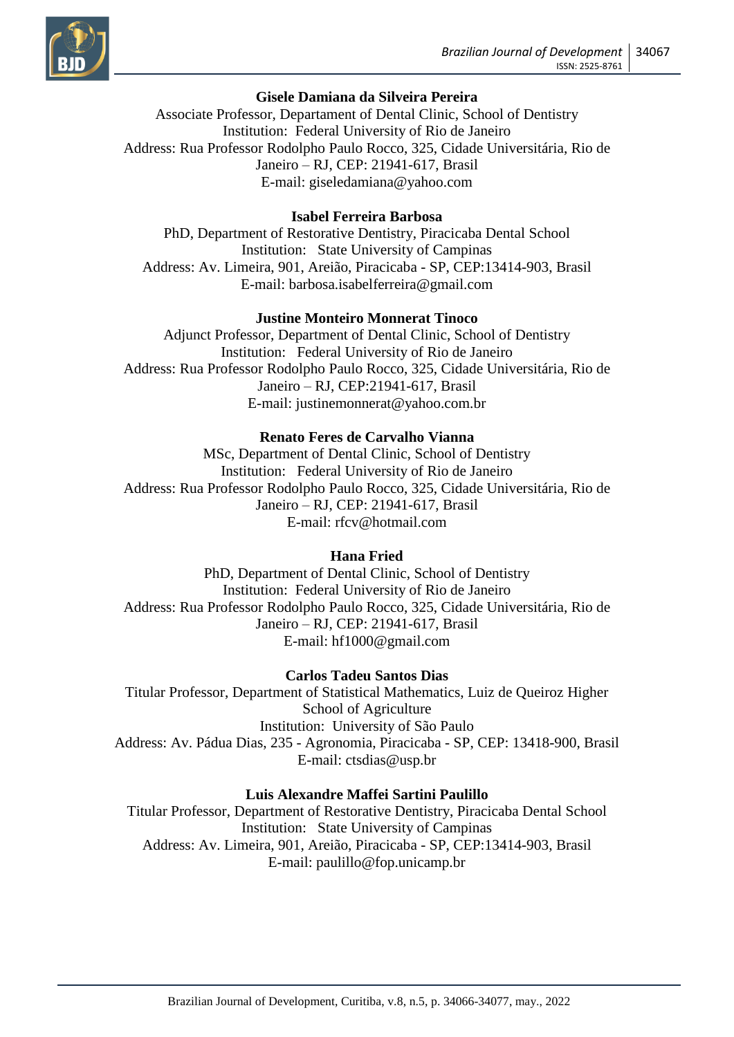**Gisele Damiana da Silveira Pereira**
Associate Professor, Departament of Dental Clinic, School of Dentistry
Institution: Federal University of Rio de Janeiro
Address: Rua Professor Rodolpho Paulo Rocco, 325, Cidade Universitária, Rio de Janeiro – RJ, CEP: 21941-617, Brasil
E-mail: giseledamiana@yahoo.com

**Isabel Ferreira Barbosa**
PhD, Department of Restorative Dentistry, Piracicaba Dental School
Institution: State University of Campinas
Address: Av. Limeira, 901, Areião, Piracicaba - SP, CEP:13414-903, Brasil
E-mail: barbosa.isabelferreira@gmail.com

**Justine Monteiro Monnerat Tinoco**
Adjunct Professor, Department of Dental Clinic, School of Dentistry
Institution: Federal University of Rio de Janeiro
Address: Rua Professor Rodolpho Paulo Rocco, 325, Cidade Universitária, Rio de Janeiro – RJ, CEP:21941-617, Brasil
E-mail: justinemonnerat@yahoo.com.br

**Renato Feres de Carvalho Vianna**
MSc, Department of Dental Clinic, School of Dentistry
Institution: Federal University of Rio de Janeiro
Address: Rua Professor Rodolpho Paulo Rocco, 325, Cidade Universitária, Rio de Janeiro – RJ, CEP: 21941-617, Brasil
E-mail: rfcv@hotmail.com

**Hana Fried**
PhD, Department of Dental Clinic, School of Dentistry
Institution: Federal University of Rio de Janeiro
Address: Rua Professor Rodolpho Paulo Rocco, 325, Cidade Universitária, Rio de Janeiro – RJ, CEP: 21941-617, Brasil
E-mail: hf1000@gmail.com

**Carlos Tadeu Santos Dias**
Titular Professor, Department of Statistical Mathematics, Luiz de Queiroz Higher School of Agriculture
Institution: University of São Paulo
Address: Av. Pádua Dias, 235 - Agronomia, Piracicaba - SP, CEP: 13418-900, Brasil
E-mail: ctsdias@usp.br

**Luis Alexandre Maffei Sartini Paulillo**
Titular Professor, Department of Restorative Dentistry, Piracicaba Dental School
Institution: State University of Campinas
Address: Av. Limeira, 901, Areião, Piracicaba - SP, CEP:13414-903, Brasil
E-mail: paulillo@fop.unicamp.br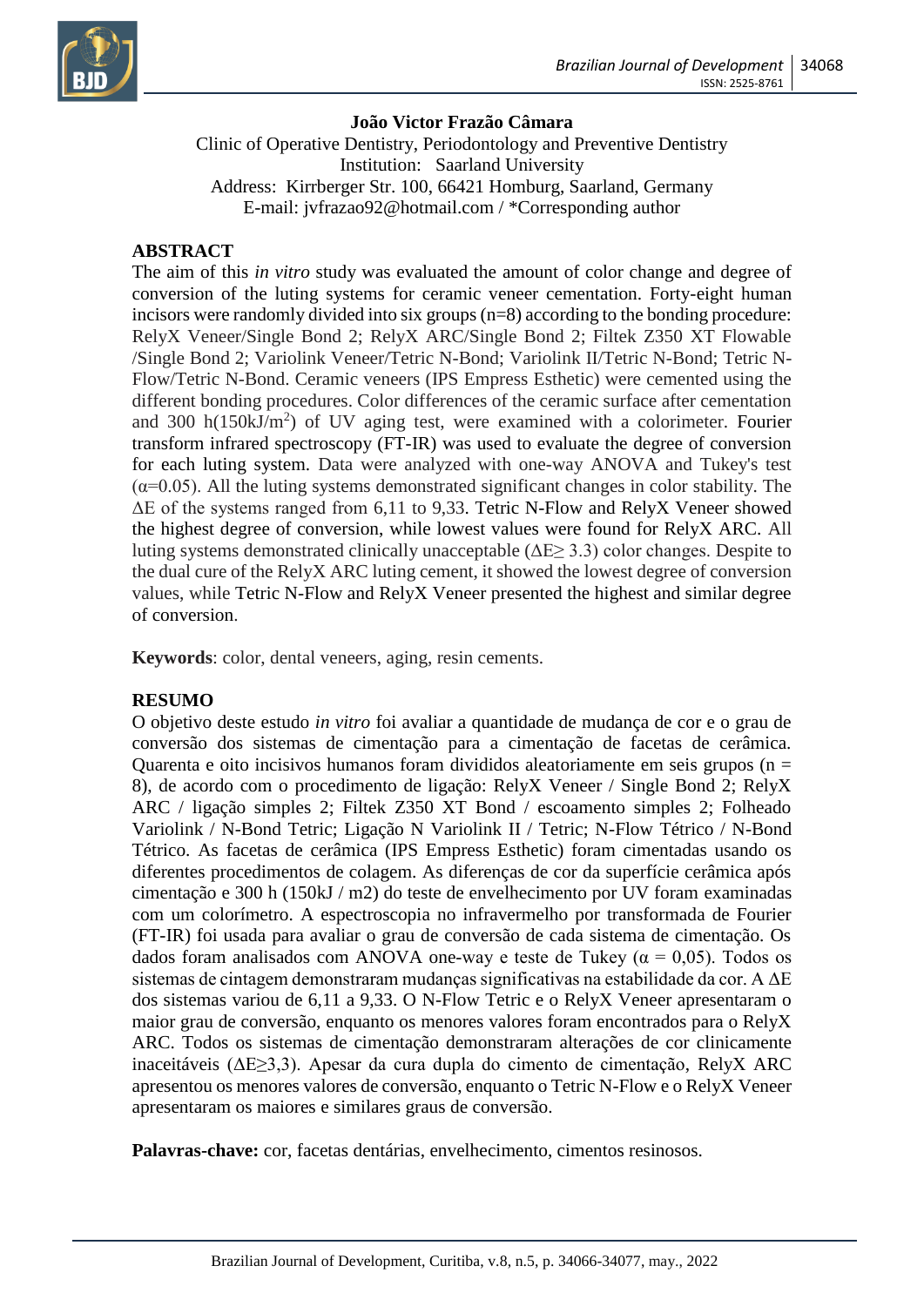**João Victor Frazão Câmara**
Clinic of Operative Dentistry, Periodontology and Preventive Dentistry
Institution: Saarland University
Address: Kirrberger Str. 100, 66421 Homburg, Saarland, Germany
E-mail: jvfrazao92@hotmail.com / *Corresponding author

## ABSTRACT

The aim of this *in vitro* study was evaluated the amount of color change and degree of conversion of the luting systems for ceramic veneer cementation. Forty-eight human incisors were randomly divided into six groups (n=8) according to the bonding procedure: RelyX Veneer/Single Bond 2; RelyX ARC/Single Bond 2; Filtek Z350 XT Flowable /Single Bond 2; Variolink Veneer/Tetric N-Bond; Variolink II/Tetric N-Bond; Tetric N-Flow/Tetric N-Bond. Ceramic veneers (IPS Empress Esthetic) were cemented using the different bonding procedures. Color differences of the ceramic surface after cementation and 300 h(150kJ/m$^2$) of UV aging test, were examined with a colorimeter. Fourier transform infrared spectroscopy (FT-IR) was used to evaluate the degree of conversion for each luting system. Data were analyzed with one-way ANOVA and Tukey's test ($\alpha$=0.05). All the luting systems demonstrated significant changes in color stability. The $\Delta$E of the systems ranged from 6,11 to 9,33. Tetric N-Flow and RelyX Veneer showed the highest degree of conversion, while lowest values were found for RelyX ARC. All luting systems demonstrated clinically unacceptable ($\Delta E \geq 3.3$) color changes. Despite to the dual cure of the RelyX ARC luting cement, it showed the lowest degree of conversion values, while Tetric N-Flow and RelyX Veneer presented the highest and similar degree of conversion.

**Keywords**: color, dental veneers, aging, resin cements.

## RESUMO

O objetivo deste estudo *in vitro* foi avaliar a quantidade de mudança de cor e o grau de conversão dos sistemas de cimentação para a cimentação de facetas de cerâmica. Quarenta e oito incisivos humanos foram divididos aleatoriamente em seis grupos (n = 8), de acordo com o procedimento de ligação: RelyX Veneer / Single Bond 2; RelyX ARC / ligação simples 2; Filtek Z350 XT Bond / escoamento simples 2; Folheado Variolink / N-Bond Tetric; Ligação N Variolink II / Tetric; N-Flow Tétrico / N-Bond Tétrico. As facetas de cerâmica (IPS Empress Esthetic) foram cimentadas usando os diferentes procedimentos de colagem. As diferenças de cor da superfície cerâmica após cimentação e 300 h (150kJ / m2) do teste de envelhecimento por UV foram examinadas com um colorímetro. A espectroscopia no infravermelho por transformada de Fourier (FT-IR) foi usada para avaliar o grau de conversão de cada sistema de cimentação. Os dados foram analisados com ANOVA one-way e teste de Tukey ($\alpha$ = 0,05). Todos os sistemas de cintagem demonstraram mudanças significativas na estabilidade da cor. A $\Delta$E dos sistemas variou de 6,11 a 9,33. O N-Flow Tetric e o RelyX Veneer apresentaram o maior grau de conversão, enquanto os menores valores foram encontrados para o RelyX ARC. Todos os sistemas de cimentação demonstraram alterações de cor clinicamente inaceitáveis ($\Delta E \geq 3{,}3$). Apesar da cura dupla do cimento de cimentação, RelyX ARC apresentou os menores valores de conversão, enquanto o Tetric N-Flow e o RelyX Veneer apresentaram os maiores e similares graus de conversão.

**Palavras-chave:** cor, facetas dentárias, envelhecimento, cimentos resinosos.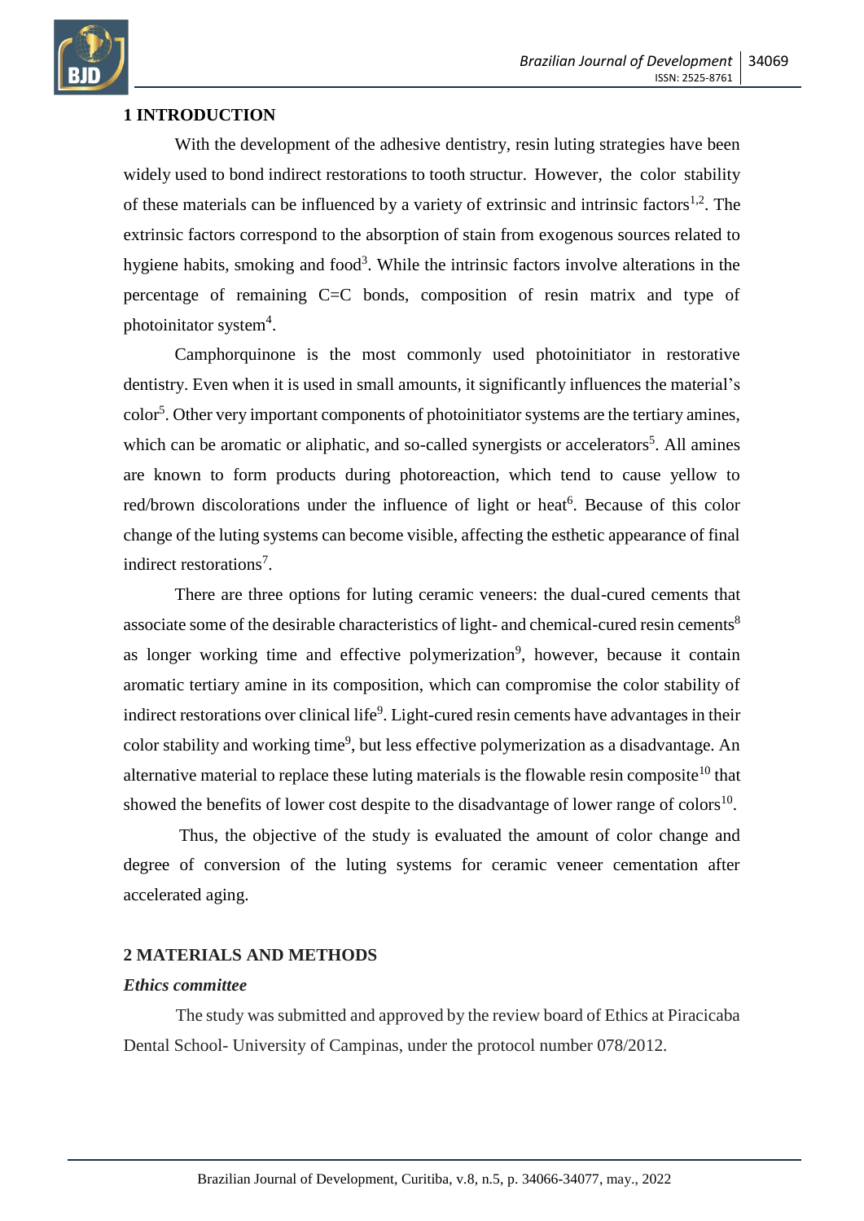## 1 INTRODUCTION

With the development of the adhesive dentistry, resin luting strategies have been widely used to bond indirect restorations to tooth structur. However, the color stability of these materials can be influenced by a variety of extrinsic and intrinsic factors[1,2]. The extrinsic factors correspond to the absorption of stain from exogenous sources related to hygiene habits, smoking and food[3]. While the intrinsic factors involve alterations in the percentage of remaining C=C bonds, composition of resin matrix and type of photoinitator system[4].

Camphorquinone is the most commonly used photoinitiator in restorative dentistry. Even when it is used in small amounts, it significantly influences the material's color[5]. Other very important components of photoinitiator systems are the tertiary amines, which can be aromatic or aliphatic, and so-called synergists or accelerators[5]. All amines are known to form products during photoreaction, which tend to cause yellow to red/brown discolorations under the influence of light or heat[6]. Because of this color change of the luting systems can become visible, affecting the esthetic appearance of final indirect restorations[7].

There are three options for luting ceramic veneers: the dual-cured cements that associate some of the desirable characteristics of light- and chemical-cured resin cements[8] as longer working time and effective polymerization[9], however, because it contain aromatic tertiary amine in its composition, which can compromise the color stability of indirect restorations over clinical life[9]. Light-cured resin cements have advantages in their color stability and working time[9], but less effective polymerization as a disadvantage. An alternative material to replace these luting materials is the flowable resin composite[10] that showed the benefits of lower cost despite to the disadvantage of lower range of colors[10].

Thus, the objective of the study is evaluated the amount of color change and degree of conversion of the luting systems for ceramic veneer cementation after accelerated aging.

## 2 MATERIALS AND METHODS

### *Ethics committee*

The study was submitted and approved by the review board of Ethics at Piracicaba Dental School- University of Campinas, under the protocol number 078/2012.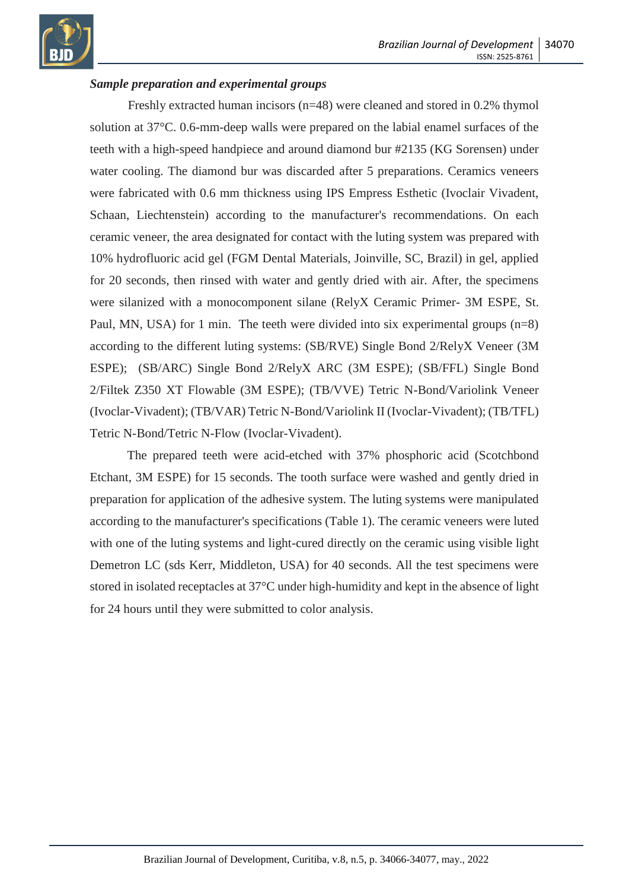### *Sample preparation and experimental groups*

Freshly extracted human incisors (n=48) were cleaned and stored in 0.2% thymol solution at 37°C. 0.6-mm-deep walls were prepared on the labial enamel surfaces of the teeth with a high-speed handpiece and around diamond bur #2135 (KG Sorensen) under water cooling. The diamond bur was discarded after 5 preparations. Ceramics veneers were fabricated with 0.6 mm thickness using IPS Empress Esthetic (Ivoclair Vivadent, Schaan, Liechtenstein) according to the manufacturer's recommendations. On each ceramic veneer, the area designated for contact with the luting system was prepared with 10% hydrofluoric acid gel (FGM Dental Materials, Joinville, SC, Brazil) in gel, applied for 20 seconds, then rinsed with water and gently dried with air. After, the specimens were silanized with a monocomponent silane (RelyX Ceramic Primer- 3M ESPE, St. Paul, MN, USA) for 1 min. The teeth were divided into six experimental groups (n=8) according to the different luting systems: (SB/RVE) Single Bond 2/RelyX Veneer (3M ESPE); (SB/ARC) Single Bond 2/RelyX ARC (3M ESPE); (SB/FFL) Single Bond 2/Filtek Z350 XT Flowable (3M ESPE); (TB/VVE) Tetric N-Bond/Variolink Veneer (Ivoclar-Vivadent); (TB/VAR) Tetric N-Bond/Variolink II (Ivoclar-Vivadent); (TB/TFL) Tetric N-Bond/Tetric N-Flow (Ivoclar-Vivadent).

The prepared teeth were acid-etched with 37% phosphoric acid (Scotchbond Etchant, 3M ESPE) for 15 seconds. The tooth surface were washed and gently dried in preparation for application of the adhesive system. The luting systems were manipulated according to the manufacturer's specifications (Table 1). The ceramic veneers were luted with one of the luting systems and light-cured directly on the ceramic using visible light Demetron LC (sds Kerr, Middleton, USA) for 40 seconds. All the test specimens were stored in isolated receptacles at 37°C under high-humidity and kept in the absence of light for 24 hours until they were submitted to color analysis.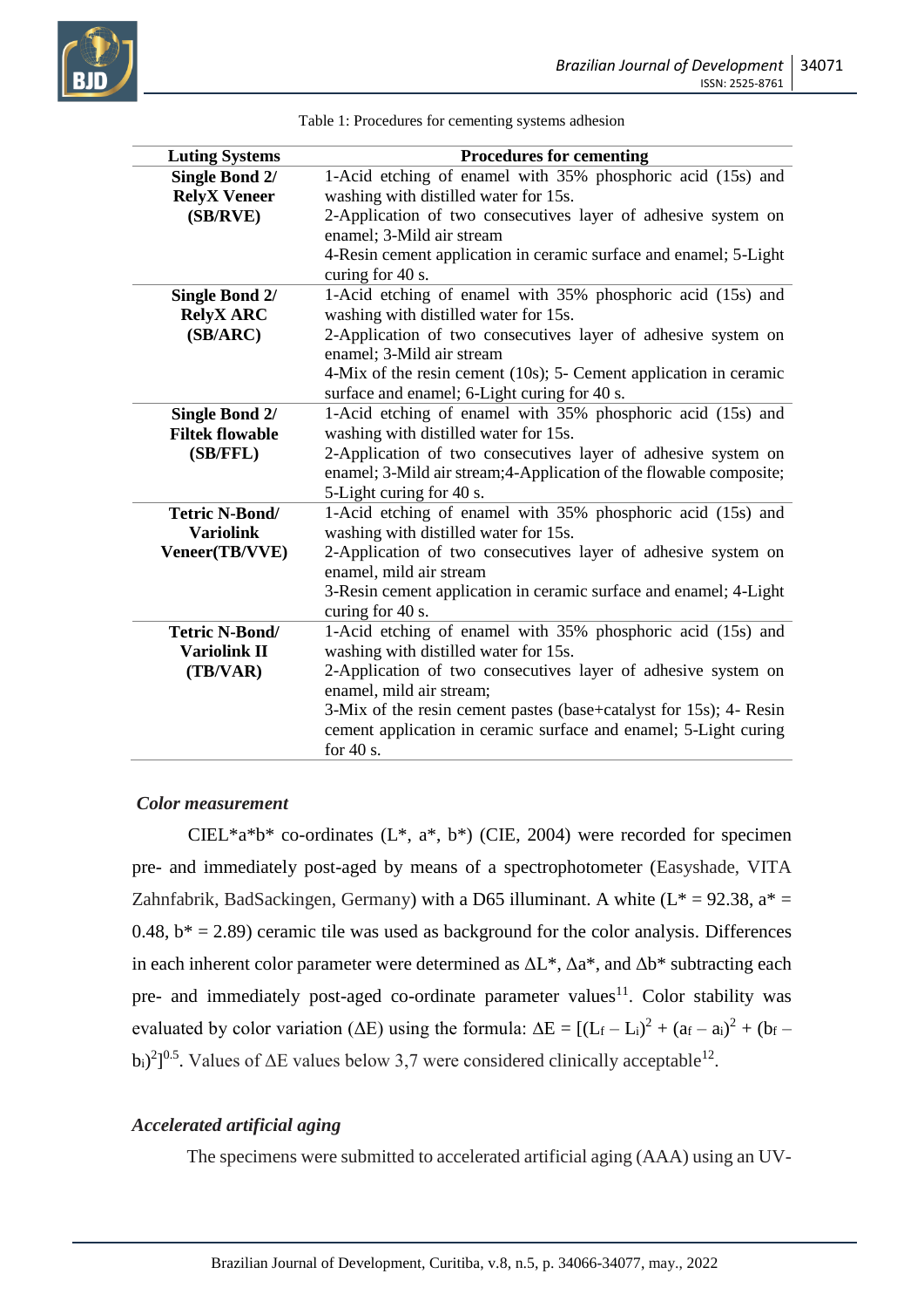Table 1: Procedures for cementing systems adhesion

| Luting Systems | Procedures for cementing |
|---|---|
| **Single Bond 2/ RelyX Veneer (SB/RVE)** | 1-Acid etching of enamel with 35% phosphoric acid (15s) and washing with distilled water for 15s. 2-Application of two consecutives layer of adhesive system on enamel; 3-Mild air stream 4-Resin cement application in ceramic surface and enamel; 5-Light curing for 40 s. |
| **Single Bond 2/ RelyX ARC (SB/ARC)** | 1-Acid etching of enamel with 35% phosphoric acid (15s) and washing with distilled water for 15s. 2-Application of two consecutives layer of adhesive system on enamel; 3-Mild air stream 4-Mix of the resin cement (10s); 5- Cement application in ceramic surface and enamel; 6-Light curing for 40 s. |
| **Single Bond 2/ Filtek flowable (SB/FFL)** | 1-Acid etching of enamel with 35% phosphoric acid (15s) and washing with distilled water for 15s. 2-Application of two consecutives layer of adhesive system on enamel; 3-Mild air stream;4-Application of the flowable composite; 5-Light curing for 40 s. |
| **Tetric N-Bond/ Variolink Veneer(TB/VVE)** | 1-Acid etching of enamel with 35% phosphoric acid (15s) and washing with distilled water for 15s. 2-Application of two consecutives layer of adhesive system on enamel, mild air stream 3-Resin cement application in ceramic surface and enamel; 4-Light curing for 40 s. |
| **Tetric N-Bond/ Variolink II (TB/VAR)** | 1-Acid etching of enamel with 35% phosphoric acid (15s) and washing with distilled water for 15s. 2-Application of two consecutives layer of adhesive system on enamel, mild air stream; 3-Mix of the resin cement pastes (base+catalyst for 15s); 4- Resin cement application in ceramic surface and enamel; 5-Light curing for 40 s. |

### *Color measurement*

CIEL\*a\*b\* co-ordinates (L\*, a\*, b\*) (CIE, 2004) were recorded for specimen pre- and immediately post-aged by means of a spectrophotometer (Easyshade, VITA Zahnfabrik, BadSackingen, Germany) with a D65 illuminant. A white ($L^* = 92.38$, $a^* = 0.48$, $b^* = 2.89$) ceramic tile was used as background for the color analysis. Differences in each inherent color parameter were determined as $\Delta L^*$, $\Delta a^*$, and $\Delta b^*$ subtracting each pre- and immediately post-aged co-ordinate parameter values[11]. Color stability was evaluated by color variation ($\Delta E$) using the formula: $\Delta E = [(L_f - L_i)^2 + (a_f - a_i)^2 + (b_f - b_i)^2]^{0.5}$. Values of $\Delta E$ values below 3,7 were considered clinically acceptable[12].

### *Accelerated artificial aging*

The specimens were submitted to accelerated artificial aging (AAA) using an UV-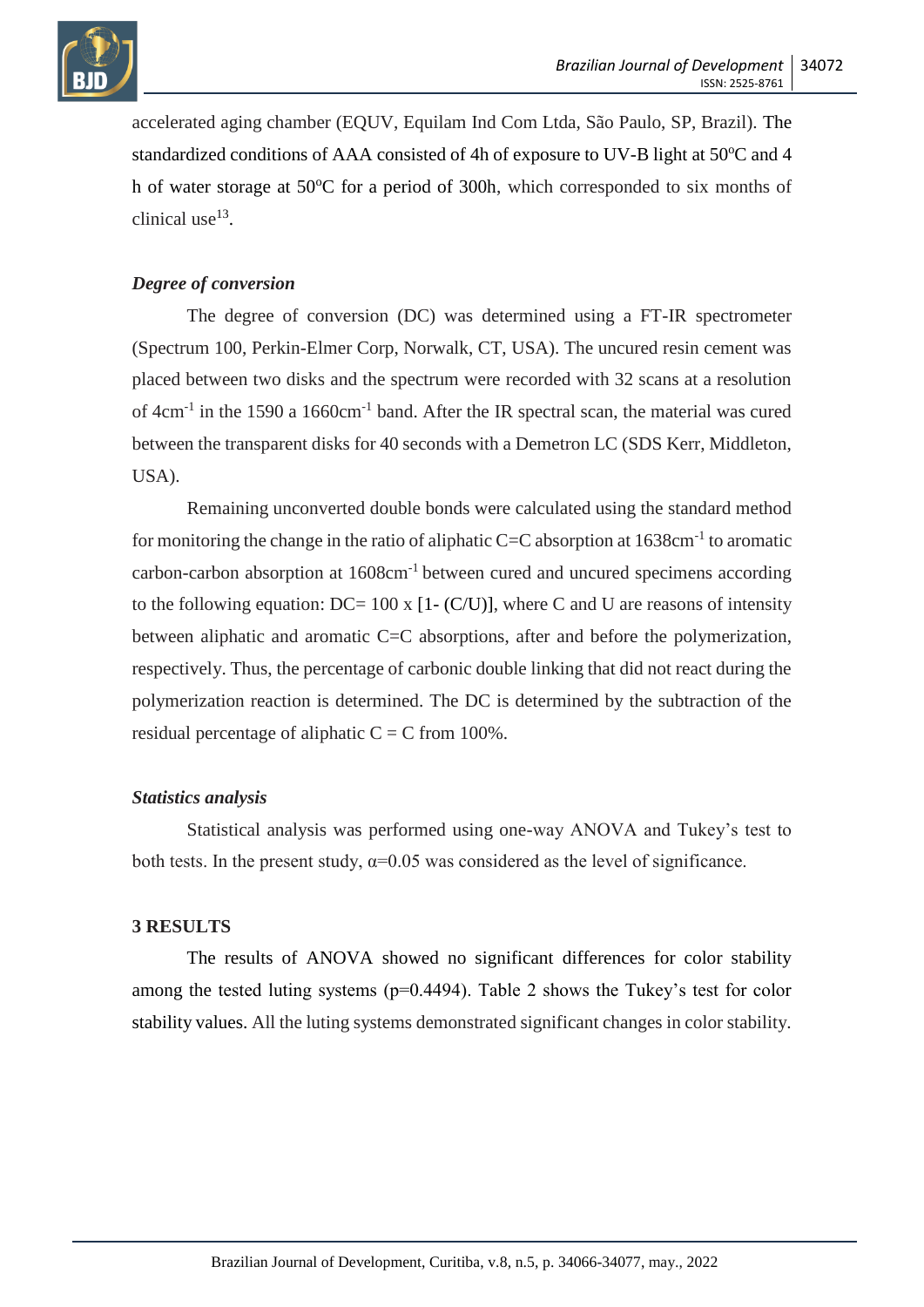accelerated aging chamber (EQUV, Equilam Ind Com Ltda, São Paulo, SP, Brazil). The standardized conditions of AAA consisted of 4h of exposure to UV-B light at 50°C and 4 h of water storage at 50°C for a period of 300h, which corresponded to six months of clinical use[13].

### *Degree of conversion*

The degree of conversion (DC) was determined using a FT-IR spectrometer (Spectrum 100, Perkin-Elmer Corp, Norwalk, CT, USA). The uncured resin cement was placed between two disks and the spectrum were recorded with 32 scans at a resolution of $4cm^{-1}$ in the 1590 a $1660cm^{-1}$ band. After the IR spectral scan, the material was cured between the transparent disks for 40 seconds with a Demetron LC (SDS Kerr, Middleton, USA).

Remaining unconverted double bonds were calculated using the standard method for monitoring the change in the ratio of aliphatic C=C absorption at $1638cm^{-1}$ to aromatic carbon-carbon absorption at $1608cm^{-1}$ between cured and uncured specimens according to the following equation: $DC= 100 \times [1- (C/U)]$, where C and U are reasons of intensity between aliphatic and aromatic C=C absorptions, after and before the polymerization, respectively. Thus, the percentage of carbonic double linking that did not react during the polymerization reaction is determined. The DC is determined by the subtraction of the residual percentage of aliphatic C = C from 100%.

### *Statistics analysis*

Statistical analysis was performed using one-way ANOVA and Tukey's test to both tests. In the present study, $\alpha=0.05$ was considered as the level of significance.

## 3 RESULTS

The results of ANOVA showed no significant differences for color stability among the tested luting systems ($p=0.4494$). Table 2 shows the Tukey's test for color stability values. All the luting systems demonstrated significant changes in color stability.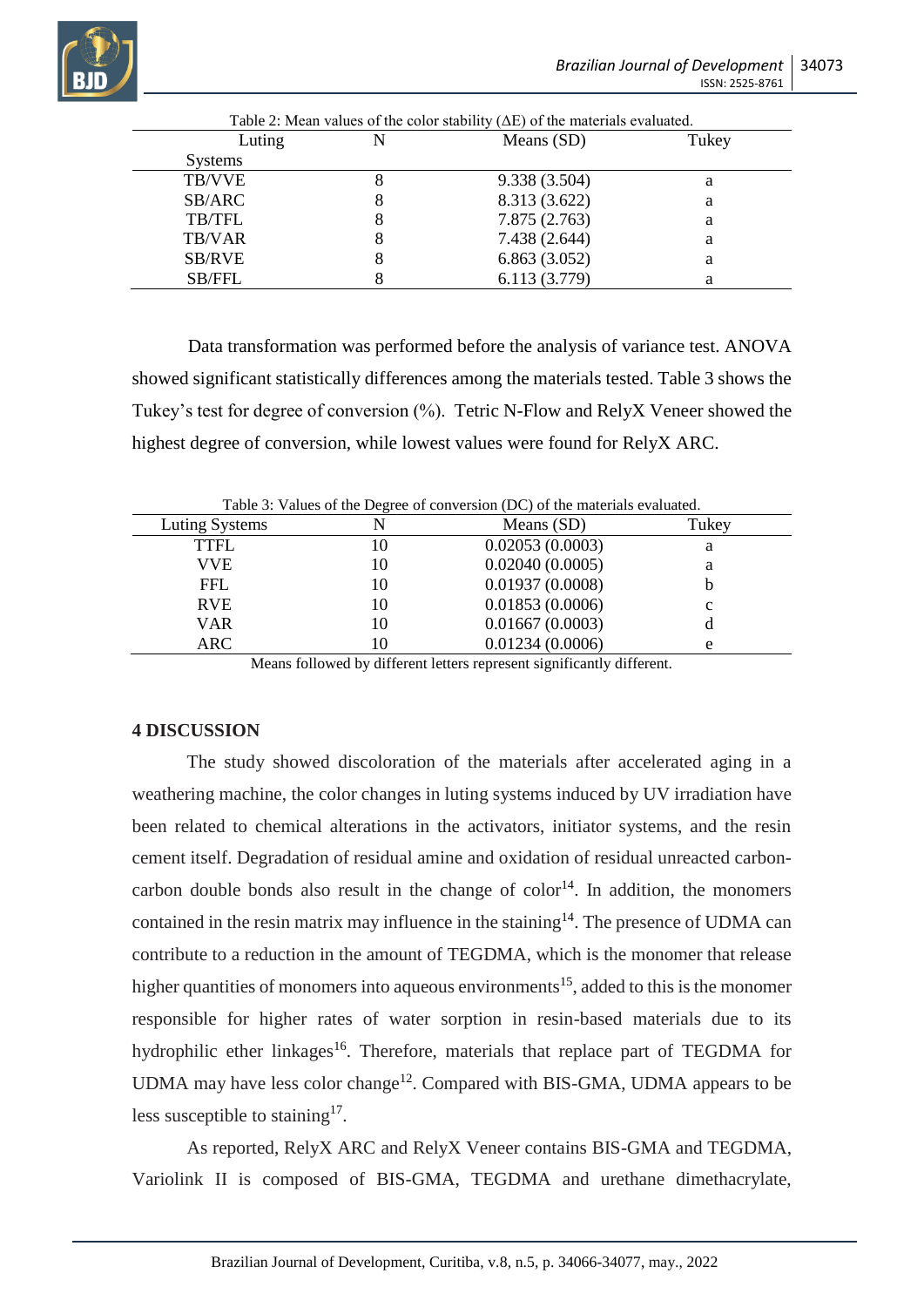Table 2: Mean values of the color stability (ΔE) of the materials evaluated.

| Luting Systems | N | Means (SD) | Tukey |
|---|---|---|---|
| TB/VVE | 8 | 9.338 (3.504) | a |
| SB/ARC | 8 | 8.313 (3.622) | a |
| TB/TFL | 8 | 7.875 (2.763) | a |
| TB/VAR | 8 | 7.438 (2.644) | a |
| SB/RVE | 8 | 6.863 (3.052) | a |
| SB/FFL | 8 | 6.113 (3.779) | a |

Data transformation was performed before the analysis of variance test. ANOVA showed significant statistically differences among the materials tested. Table 3 shows the Tukey's test for degree of conversion (%). Tetric N-Flow and RelyX Veneer showed the highest degree of conversion, while lowest values were found for RelyX ARC.

Table 3: Values of the Degree of conversion (DC) of the materials evaluated.

| Luting Systems | N | Means (SD) | Tukey |
|---|---|---|---|
| TTFL | 10 | 0.02053 (0.0003) | a |
| VVE | 10 | 0.02040 (0.0005) | a |
| FFL | 10 | 0.01937 (0.0008) | b |
| RVE | 10 | 0.01853 (0.0006) | c |
| VAR | 10 | 0.01667 (0.0003) | d |
| ARC | 10 | 0.01234 (0.0006) | e |

Means followed by different letters represent significantly different.

## 4 DISCUSSION

The study showed discoloration of the materials after accelerated aging in a weathering machine, the color changes in luting systems induced by UV irradiation have been related to chemical alterations in the activators, initiator systems, and the resin cement itself. Degradation of residual amine and oxidation of residual unreacted carbon-carbon double bonds also result in the change of color[14]. In addition, the monomers contained in the resin matrix may influence in the staining[14]. The presence of UDMA can contribute to a reduction in the amount of TEGDMA, which is the monomer that release higher quantities of monomers into aqueous environments[15], added to this is the monomer responsible for higher rates of water sorption in resin-based materials due to its hydrophilic ether linkages[16]. Therefore, materials that replace part of TEGDMA for UDMA may have less color change[12]. Compared with BIS-GMA, UDMA appears to be less susceptible to staining[17].

As reported, RelyX ARC and RelyX Veneer contains BIS-GMA and TEGDMA, Variolink II is composed of BIS-GMA, TEGDMA and urethane dimethacrylate,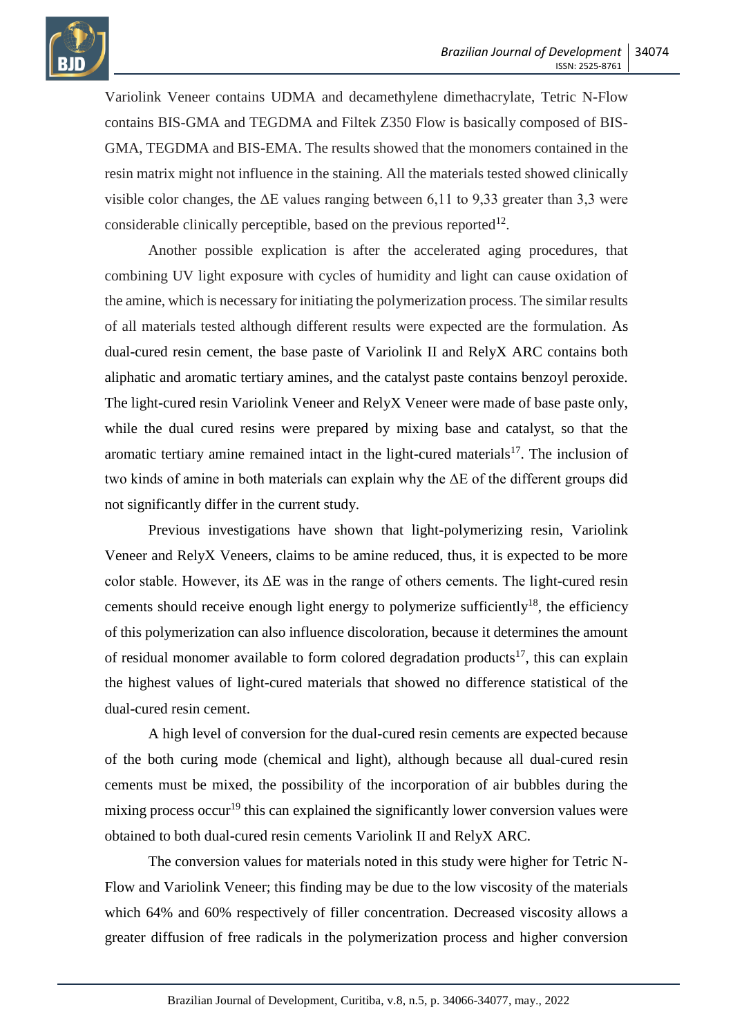Variolink Veneer contains UDMA and decamethylene dimethacrylate, Tetric N-Flow contains BIS-GMA and TEGDMA and Filtek Z350 Flow is basically composed of BIS-GMA, TEGDMA and BIS-EMA. The results showed that the monomers contained in the resin matrix might not influence in the staining. All the materials tested showed clinically visible color changes, the ΔE values ranging between 6,11 to 9,33 greater than 3,3 were considerable clinically perceptible, based on the previous reported[12].

Another possible explication is after the accelerated aging procedures, that combining UV light exposure with cycles of humidity and light can cause oxidation of the amine, which is necessary for initiating the polymerization process. The similar results of all materials tested although different results were expected are the formulation. As dual-cured resin cement, the base paste of Variolink II and RelyX ARC contains both aliphatic and aromatic tertiary amines, and the catalyst paste contains benzoyl peroxide. The light-cured resin Variolink Veneer and RelyX Veneer were made of base paste only, while the dual cured resins were prepared by mixing base and catalyst, so that the aromatic tertiary amine remained intact in the light-cured materials[17]. The inclusion of two kinds of amine in both materials can explain why the ΔE of the different groups did not significantly differ in the current study.

Previous investigations have shown that light-polymerizing resin, Variolink Veneer and RelyX Veneers, claims to be amine reduced, thus, it is expected to be more color stable. However, its ΔE was in the range of others cements. The light-cured resin cements should receive enough light energy to polymerize sufficiently[18], the efficiency of this polymerization can also influence discoloration, because it determines the amount of residual monomer available to form colored degradation products[17], this can explain the highest values of light-cured materials that showed no difference statistical of the dual-cured resin cement.

A high level of conversion for the dual-cured resin cements are expected because of the both curing mode (chemical and light), although because all dual-cured resin cements must be mixed, the possibility of the incorporation of air bubbles during the mixing process occur[19] this can explained the significantly lower conversion values were obtained to both dual-cured resin cements Variolink II and RelyX ARC.

The conversion values for materials noted in this study were higher for Tetric N-Flow and Variolink Veneer; this finding may be due to the low viscosity of the materials which 64% and 60% respectively of filler concentration. Decreased viscosity allows a greater diffusion of free radicals in the polymerization process and higher conversion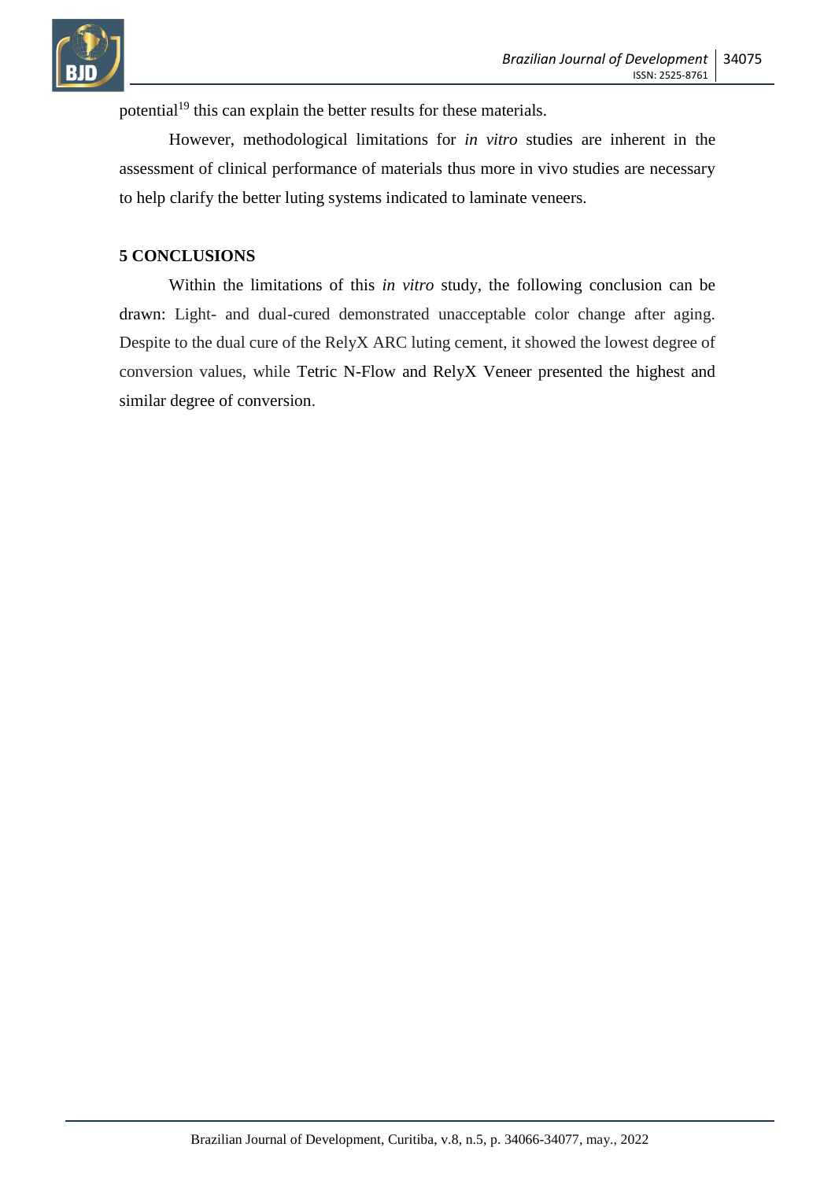potential[19] this can explain the better results for these materials.

However, methodological limitations for *in vitro* studies are inherent in the assessment of clinical performance of materials thus more in vivo studies are necessary to help clarify the better luting systems indicated to laminate veneers.

## 5 CONCLUSIONS

Within the limitations of this *in vitro* study, the following conclusion can be drawn: Light- and dual-cured demonstrated unacceptable color change after aging. Despite to the dual cure of the RelyX ARC luting cement, it showed the lowest degree of conversion values, while Tetric N-Flow and RelyX Veneer presented the highest and similar degree of conversion.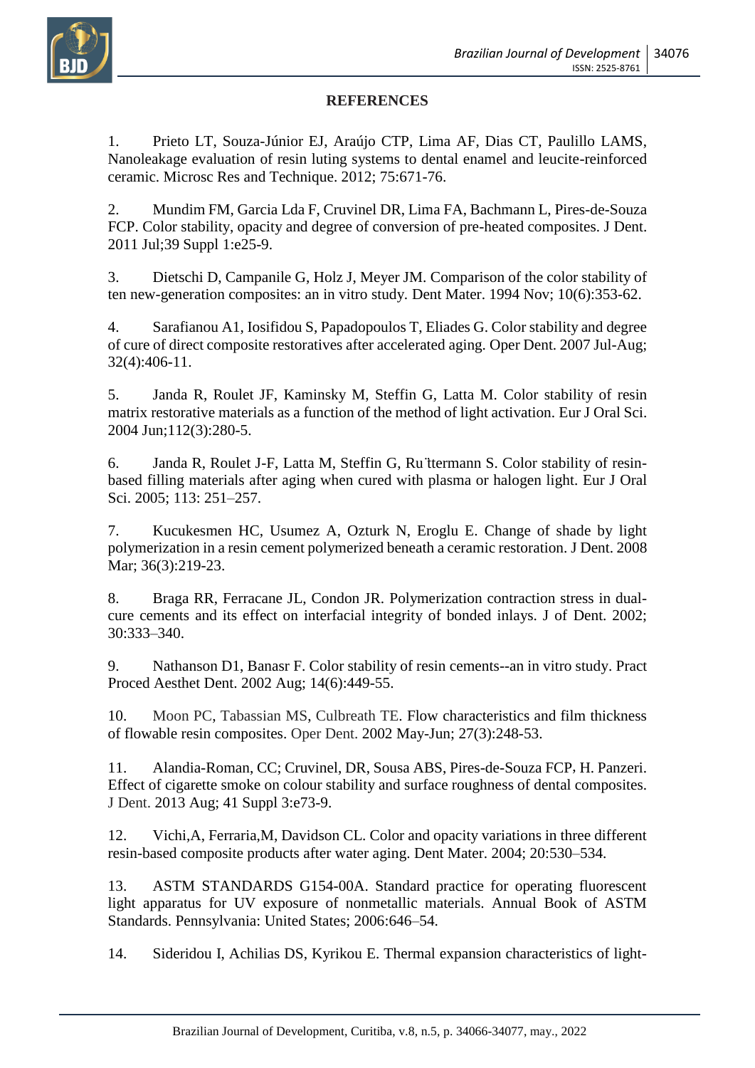## REFERENCES

1. Prieto LT, Souza-Júnior EJ, Araújo CTP, Lima AF, Dias CT, Paulillo LAMS, Nanoleakage evaluation of resin luting systems to dental enamel and leucite-reinforced ceramic. Microsc Res and Technique. 2012; 75:671-76.

2. Mundim FM, Garcia Lda F, Cruvinel DR, Lima FA, Bachmann L, Pires-de-Souza FCP. Color stability, opacity and degree of conversion of pre-heated composites. J Dent. 2011 Jul;39 Suppl 1:e25-9.

3. Dietschi D, Campanile G, Holz J, Meyer JM. Comparison of the color stability of ten new-generation composites: an in vitro study. Dent Mater. 1994 Nov; 10(6):353-62.

4. Sarafianou A1, Iosifidou S, Papadopoulos T, Eliades G. Color stability and degree of cure of direct composite restoratives after accelerated aging. Oper Dent. 2007 Jul-Aug; 32(4):406-11.

5. Janda R, Roulet JF, Kaminsky M, Steffin G, Latta M. Color stability of resin matrix restorative materials as a function of the method of light activation. Eur J Oral Sci. 2004 Jun;112(3):280-5.

6. Janda R, Roulet J-F, Latta M, Steffin G, Ru¨ttermann S. Color stability of resin-based filling materials after aging when cured with plasma or halogen light. Eur J Oral Sci. 2005; 113: 251–257.

7. Kucukesmen HC, Usumez A, Ozturk N, Eroglu E. Change of shade by light polymerization in a resin cement polymerized beneath a ceramic restoration. J Dent. 2008 Mar; 36(3):219-23.

8. Braga RR, Ferracane JL, Condon JR. Polymerization contraction stress in dual-cure cements and its effect on interfacial integrity of bonded inlays. J of Dent. 2002; 30:333–340.

9. Nathanson D1, Banasr F. Color stability of resin cements--an in vitro study. Pract Proced Aesthet Dent. 2002 Aug; 14(6):449-55.

10. Moon PC, Tabassian MS, Culbreath TE. Flow characteristics and film thickness of flowable resin composites. Oper Dent. 2002 May-Jun; 27(3):248-53.

11. Alandia-Roman, CC; Cruvinel, DR, Sousa ABS, Pires-de-Souza FCP, H. Panzeri. Effect of cigarette smoke on colour stability and surface roughness of dental composites. J Dent. 2013 Aug; 41 Suppl 3:e73-9.

12. Vichi,A, Ferraria,M, Davidson CL. Color and opacity variations in three different resin-based composite products after water aging. Dent Mater. 2004; 20:530–534.

13. ASTM STANDARDS G154-00A. Standard practice for operating fluorescent light apparatus for UV exposure of nonmetallic materials. Annual Book of ASTM Standards. Pennsylvania: United States; 2006:646–54.

14. Sideridou I, Achilias DS, Kyrikou E. Thermal expansion characteristics of light-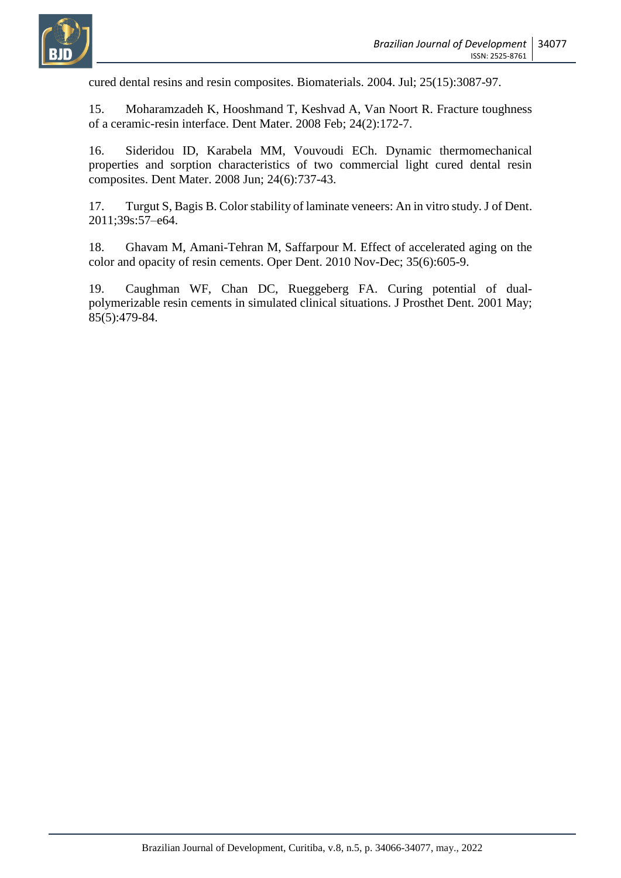cured dental resins and resin composites. Biomaterials. 2004. Jul; 25(15):3087-97.

15. Moharamzadeh K, Hooshmand T, Keshvad A, Van Noort R. Fracture toughness of a ceramic-resin interface. Dent Mater. 2008 Feb; 24(2):172-7.

16. Sideridou ID, Karabela MM, Vouvoudi ECh. Dynamic thermomechanical properties and sorption characteristics of two commercial light cured dental resin composites. Dent Mater. 2008 Jun; 24(6):737-43.

17. Turgut S, Bagis B. Color stability of laminate veneers: An in vitro study. J of Dent. 2011;39s:57–e64.

18. Ghavam M, Amani-Tehran M, Saffarpour M. Effect of accelerated aging on the color and opacity of resin cements. Oper Dent. 2010 Nov-Dec; 35(6):605-9.

19. Caughman WF, Chan DC, Rueggeberg FA. Curing potential of dual-polymerizable resin cements in simulated clinical situations. J Prosthet Dent. 2001 May; 85(5):479-84.